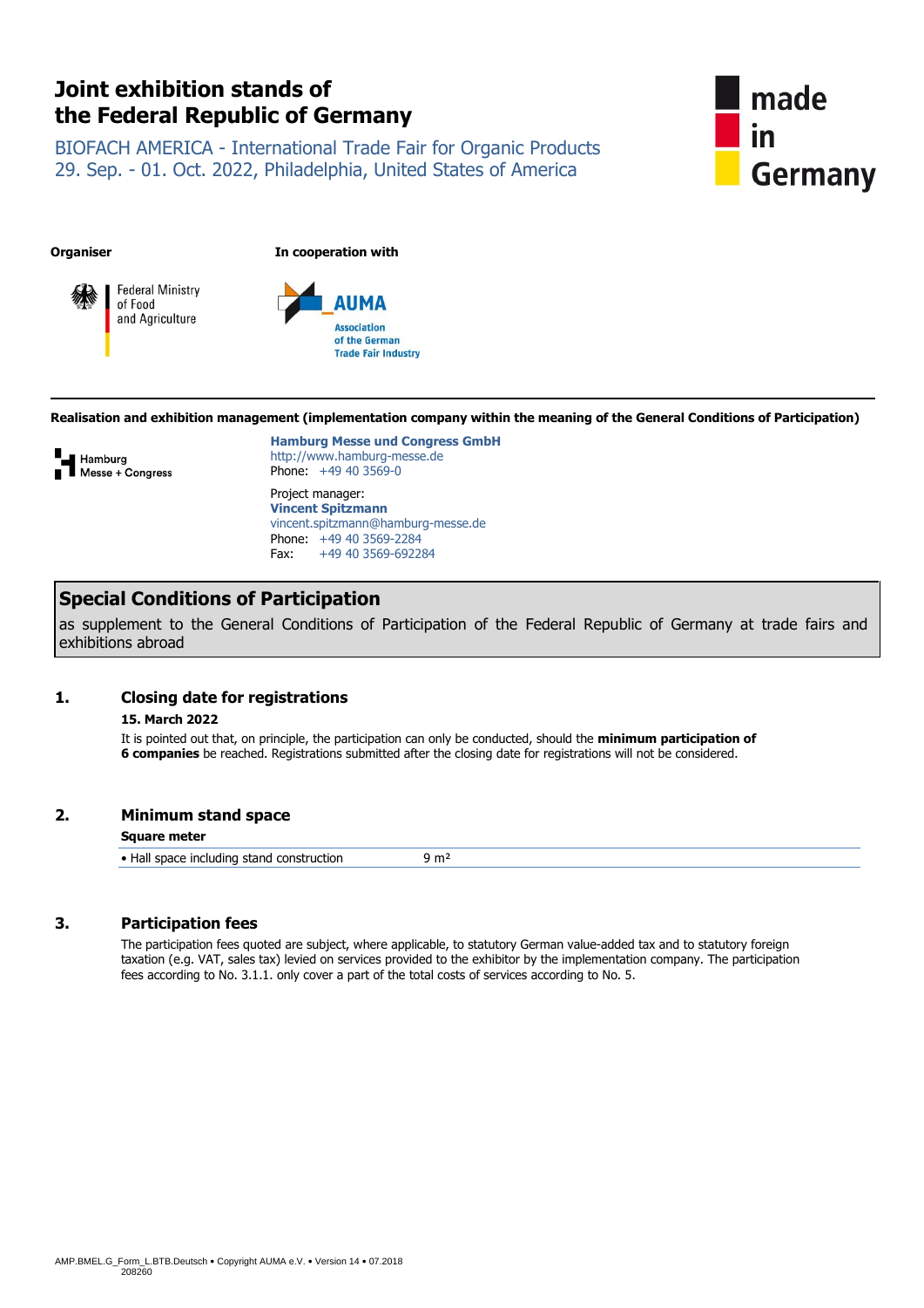# Joint exhibition stands of the Federal Republic of Germany

BIOFACH AMERICA - International Trade Fair for Organic Products
29. Sep. - 01. Oct. 2022, Philadelphia, United States of America

made in Germany

**Organiser**

Federal Ministry of Food and Agriculture

**In cooperation with**

AUMA Association of the German Trade Fair Industry

**Realisation and exhibition management (implementation company within the meaning of the General Conditions of Participation)**

Hamburg Messe + Congress

**Hamburg Messe und Congress GmbH**
http://www.hamburg-messe.de
Phone: +49 40 3569-0

Project manager:
**Vincent Spitzmann**
vincent.spitzmann@hamburg-messe.de
Phone: +49 40 3569-2284
Fax: +49 40 3569-692284

## Special Conditions of Participation

as supplement to the General Conditions of Participation of the Federal Republic of Germany at trade fairs and exhibitions abroad

### 1. Closing date for registrations

**15. March 2022**

It is pointed out that, on principle, the participation can only be conducted, should the **minimum participation of 6 companies** be reached. Registrations submitted after the closing date for registrations will not be considered.

### 2. Minimum stand space

| **Square meter** | |
|---|---|
| • Hall space including stand construction | 9 m² |

### 3. Participation fees

The participation fees quoted are subject, where applicable, to statutory German value-added tax and to statutory foreign taxation (e.g. VAT, sales tax) levied on services provided to the exhibitor by the implementation company. The participation fees according to No. 3.1.1. only cover a part of the total costs of services according to No. 5.

AMP.BMEL.G_Form_L.BTB.Deutsch • Copyright AUMA e.V. • Version 14 • 07.2018
208260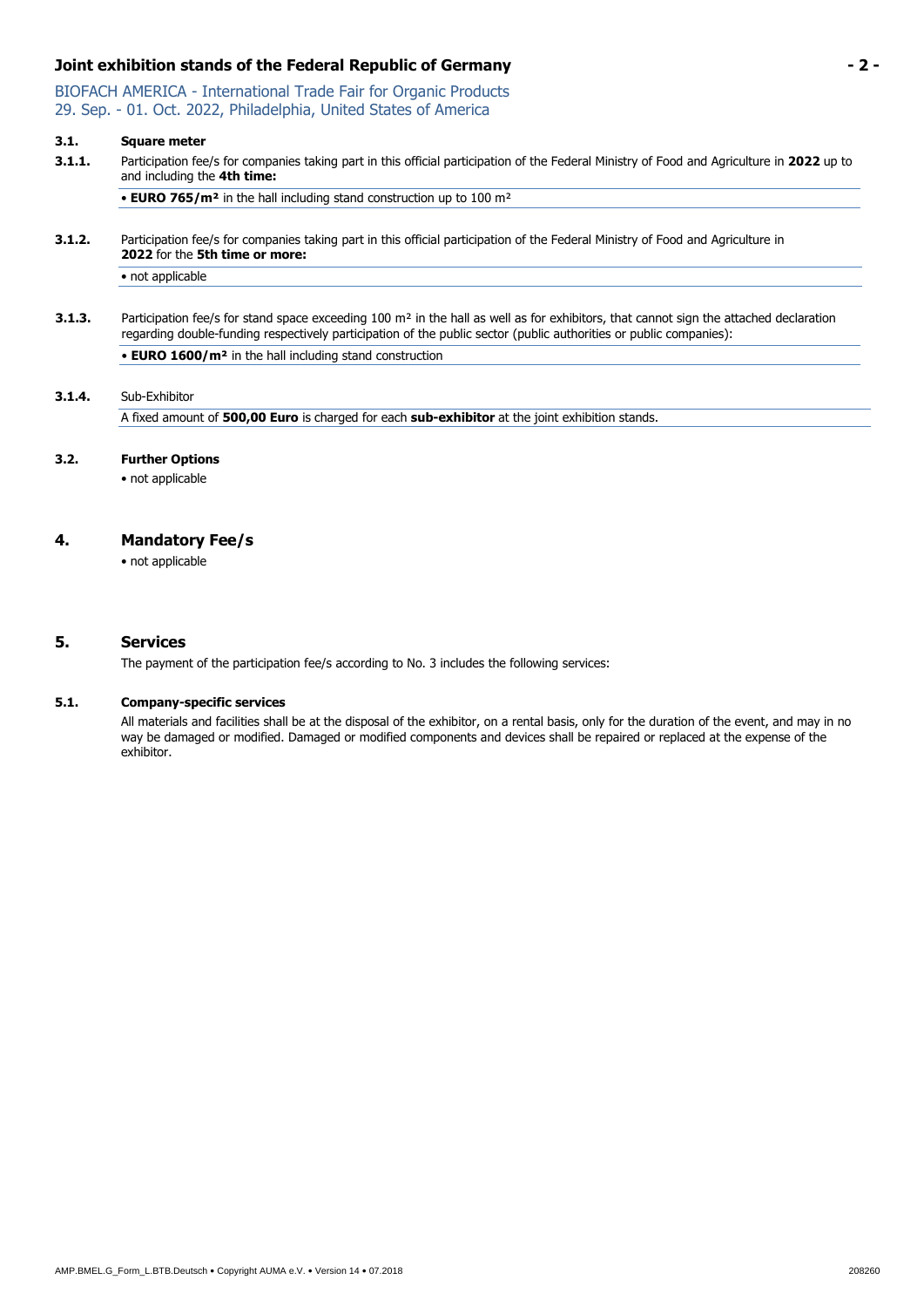### 3.1. Square meter

**3.1.1.** Participation fee/s for companies taking part in this official participation of the Federal Ministry of Food and Agriculture in **2022** up to and including the **4th time:**

• **EURO 765/m²** in the hall including stand construction up to 100 m²

**3.1.2.** Participation fee/s for companies taking part in this official participation of the Federal Ministry of Food and Agriculture in **2022** for the **5th time or more:**

• not applicable

**3.1.3.** Participation fee/s for stand space exceeding 100 m² in the hall as well as for exhibitors, that cannot sign the attached declaration regarding double-funding respectively participation of the public sector (public authorities or public companies):

• **EURO 1600/m²** in the hall including stand construction

**3.1.4.** Sub-Exhibitor

A fixed amount of **500,00 Euro** is charged for each **sub-exhibitor** at the joint exhibition stands.

### 3.2. Further Options

• not applicable

## 4. Mandatory Fee/s

• not applicable

## 5. Services

The payment of the participation fee/s according to No. 3 includes the following services:

### 5.1. Company-specific services

All materials and facilities shall be at the disposal of the exhibitor, on a rental basis, only for the duration of the event, and may in no way be damaged or modified. Damaged or modified components and devices shall be repaired or replaced at the expense of the exhibitor.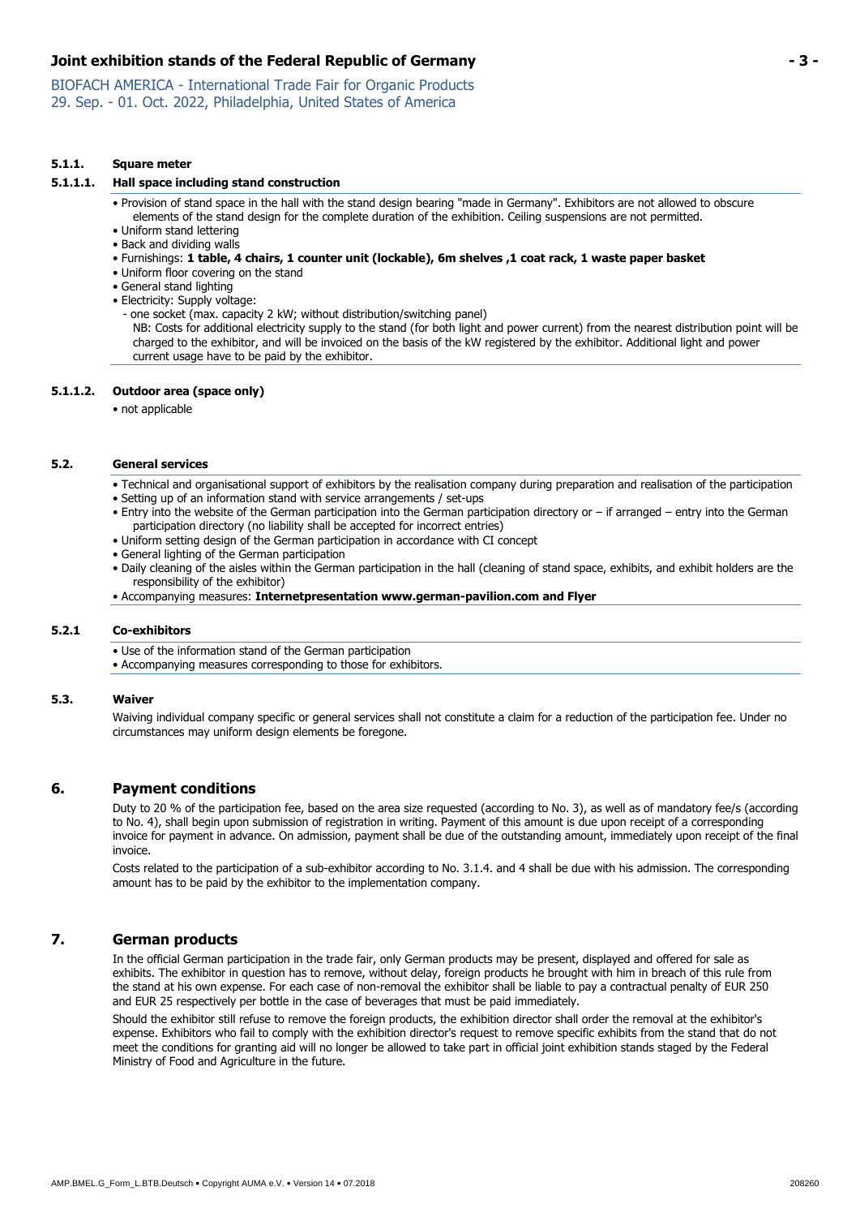#### 5.1.1. Square meter

##### 5.1.1.1. Hall space including stand construction

- Provision of stand space in the hall with the stand design bearing "made in Germany". Exhibitors are not allowed to obscure elements of the stand design for the complete duration of the exhibition. Ceiling suspensions are not permitted.
- Uniform stand lettering
- Back and dividing walls
- Furnishings: **1 table, 4 chairs, 1 counter unit (lockable), 6m shelves ,1 coat rack, 1 waste paper basket**
- Uniform floor covering on the stand
- General stand lighting
- Electricity: Supply voltage:
  - one socket (max. capacity 2 kW; without distribution/switching panel)

  NB: Costs for additional electricity supply to the stand (for both light and power current) from the nearest distribution point will be charged to the exhibitor, and will be invoiced on the basis of the kW registered by the exhibitor. Additional light and power current usage have to be paid by the exhibitor.

##### 5.1.1.2. Outdoor area (space only)

- not applicable

### 5.2. General services

- Technical and organisational support of exhibitors by the realisation company during preparation and realisation of the participation
- Setting up of an information stand with service arrangements / set-ups
- Entry into the website of the German participation into the German participation directory or – if arranged – entry into the German participation directory (no liability shall be accepted for incorrect entries)
- Uniform setting design of the German participation in accordance with CI concept
- General lighting of the German participation
- Daily cleaning of the aisles within the German participation in the hall (cleaning of stand space, exhibits, and exhibit holders are the responsibility of the exhibitor)
- Accompanying measures: **Internetpresentation www.german-pavilion.com and Flyer**

#### 5.2.1 Co-exhibitors

- Use of the information stand of the German participation
- Accompanying measures corresponding to those for exhibitors.

### 5.3. Waiver

Waiving individual company specific or general services shall not constitute a claim for a reduction of the participation fee. Under no circumstances may uniform design elements be foregone.

## 6. Payment conditions

Duty to 20 % of the participation fee, based on the area size requested (according to No. 3), as well as of mandatory fee/s (according to No. 4), shall begin upon submission of registration in writing. Payment of this amount is due upon receipt of a corresponding invoice for payment in advance. On admission, payment shall be due of the outstanding amount, immediately upon receipt of the final invoice.

Costs related to the participation of a sub-exhibitor according to No. 3.1.4. and 4 shall be due with his admission. The corresponding amount has to be paid by the exhibitor to the implementation company.

## 7. German products

In the official German participation in the trade fair, only German products may be present, displayed and offered for sale as exhibits. The exhibitor in question has to remove, without delay, foreign products he brought with him in breach of this rule from the stand at his own expense. For each case of non-removal the exhibitor shall be liable to pay a contractual penalty of EUR 250 and EUR 25 respectively per bottle in the case of beverages that must be paid immediately.

Should the exhibitor still refuse to remove the foreign products, the exhibition director shall order the removal at the exhibitor's expense. Exhibitors who fail to comply with the exhibition director's request to remove specific exhibits from the stand that do not meet the conditions for granting aid will no longer be allowed to take part in official joint exhibition stands staged by the Federal Ministry of Food and Agriculture in the future.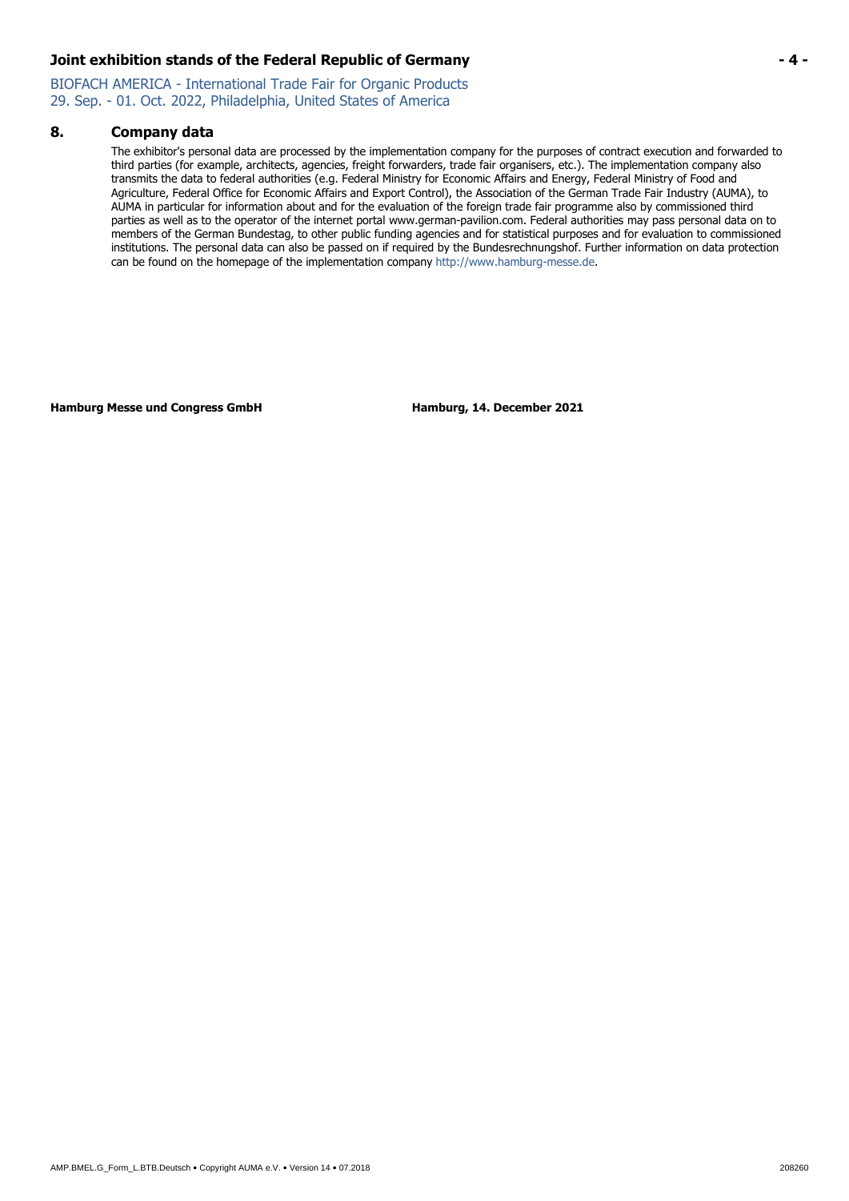## 8. Company data

The exhibitor's personal data are processed by the implementation company for the purposes of contract execution and forwarded to third parties (for example, architects, agencies, freight forwarders, trade fair organisers, etc.). The implementation company also transmits the data to federal authorities (e.g. Federal Ministry for Economic Affairs and Energy, Federal Ministry of Food and Agriculture, Federal Office for Economic Affairs and Export Control), the Association of the German Trade Fair Industry (AUMA), to AUMA in particular for information about and for the evaluation of the foreign trade fair programme also by commissioned third parties as well as to the operator of the internet portal www.german-pavilion.com. Federal authorities may pass personal data on to members of the German Bundestag, to other public funding agencies and for statistical purposes and for evaluation to commissioned institutions. The personal data can also be passed on if required by the Bundesrechnungshof. Further information on data protection can be found on the homepage of the implementation company http://www.hamburg-messe.de.

**Hamburg Messe und Congress GmbH** **Hamburg, 14. December 2021**